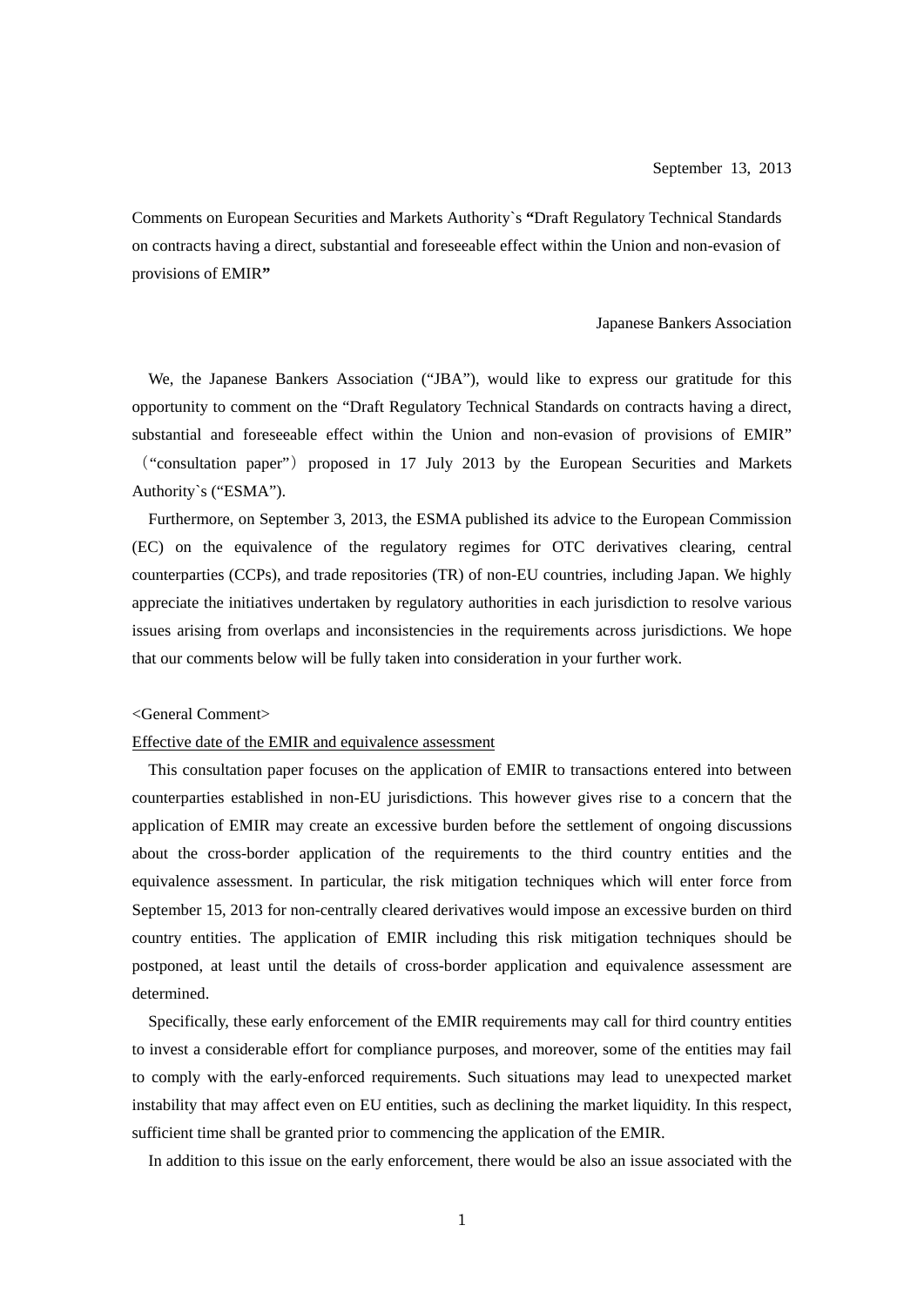September 13, 2013

Comments on European Securities and Markets Authority`s **"**Draft Regulatory Technical Standards on contracts having a direct, substantial and foreseeable effect within the Union and non-evasion of provisions of EMIR**"**

Japanese Bankers Association

We, the Japanese Bankers Association ("JBA"), would like to express our gratitude for this opportunity to comment on the "Draft Regulatory Technical Standards on contracts having a direct, substantial and foreseeable effect within the Union and non-evasion of provisions of EMIR" （"consultation paper"） proposed in 17 July 2013 by the European Securities and Markets Authority`s ("ESMA").

Furthermore, on September 3, 2013, the ESMA published its advice to the European Commission (EC) on the equivalence of the regulatory regimes for OTC derivatives clearing, central counterparties (CCPs), and trade repositories (TR) of non-EU countries, including Japan. We highly appreciate the initiatives undertaken by regulatory authorities in each jurisdiction to resolve various issues arising from overlaps and inconsistencies in the requirements across jurisdictions. We hope that our comments below will be fully taken into consideration in your further work.

<General Comment>

Effective date of the EMIR and equivalence assessment

This consultation paper focuses on the application of EMIR to transactions entered into between counterparties established in non-EU jurisdictions. This however gives rise to a concern that the application of EMIR may create an excessive burden before the settlement of ongoing discussions about the cross-border application of the requirements to the third country entities and the equivalence assessment. In particular, the risk mitigation techniques which will enter force from September 15, 2013 for non-centrally cleared derivatives would impose an excessive burden on third country entities. The application of EMIR including this risk mitigation techniques should be postponed, at least until the details of cross-border application and equivalence assessment are determined.

Specifically, these early enforcement of the EMIR requirements may call for third country entities to invest a considerable effort for compliance purposes, and moreover, some of the entities may fail to comply with the early-enforced requirements. Such situations may lead to unexpected market instability that may affect even on EU entities, such as declining the market liquidity. In this respect, sufficient time shall be granted prior to commencing the application of the EMIR.

In addition to this issue on the early enforcement, there would be also an issue associated with the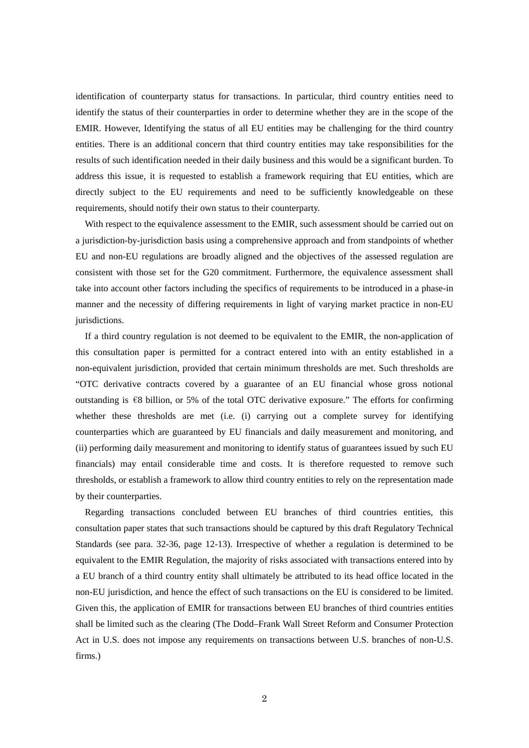identification of counterparty status for transactions. In particular, third country entities need to identify the status of their counterparties in order to determine whether they are in the scope of the EMIR. However, Identifying the status of all EU entities may be challenging for the third country entities. There is an additional concern that third country entities may take responsibilities for the results of such identification needed in their daily business and this would be a significant burden. To address this issue, it is requested to establish a framework requiring that EU entities, which are directly subject to the EU requirements and need to be sufficiently knowledgeable on these requirements, should notify their own status to their counterparty.

With respect to the equivalence assessment to the EMIR, such assessment should be carried out on a jurisdiction-by-jurisdiction basis using a comprehensive approach and from standpoints of whether EU and non-EU regulations are broadly aligned and the objectives of the assessed regulation are consistent with those set for the G20 commitment. Furthermore, the equivalence assessment shall take into account other factors including the specifics of requirements to be introduced in a phase-in manner and the necessity of differing requirements in light of varying market practice in non-EU jurisdictions.

If a third country regulation is not deemed to be equivalent to the EMIR, the non-application of this consultation paper is permitted for a contract entered into with an entity established in a non-equivalent jurisdiction, provided that certain minimum thresholds are met. Such thresholds are "OTC derivative contracts covered by a guarantee of an EU financial whose gross notional outstanding is €8 billion, or 5% of the total OTC derivative exposure." The efforts for confirming whether these thresholds are met (i.e. (i) carrying out a complete survey for identifying counterparties which are guaranteed by EU financials and daily measurement and monitoring, and (ii) performing daily measurement and monitoring to identify status of guarantees issued by such EU financials) may entail considerable time and costs. It is therefore requested to remove such thresholds, or establish a framework to allow third country entities to rely on the representation made by their counterparties.

Regarding transactions concluded between EU branches of third countries entities, this consultation paper states that such transactions should be captured by this draft Regulatory Technical Standards (see para. 32-36, page 12-13). Irrespective of whether a regulation is determined to be equivalent to the EMIR Regulation, the majority of risks associated with transactions entered into by a EU branch of a third country entity shall ultimately be attributed to its head office located in the non-EU jurisdiction, and hence the effect of such transactions on the EU is considered to be limited. Given this, the application of EMIR for transactions between EU branches of third countries entities shall be limited such as the clearing (The Dodd–Frank Wall Street Reform and Consumer Protection Act in U.S. does not impose any requirements on transactions between U.S. branches of non-U.S. firms.)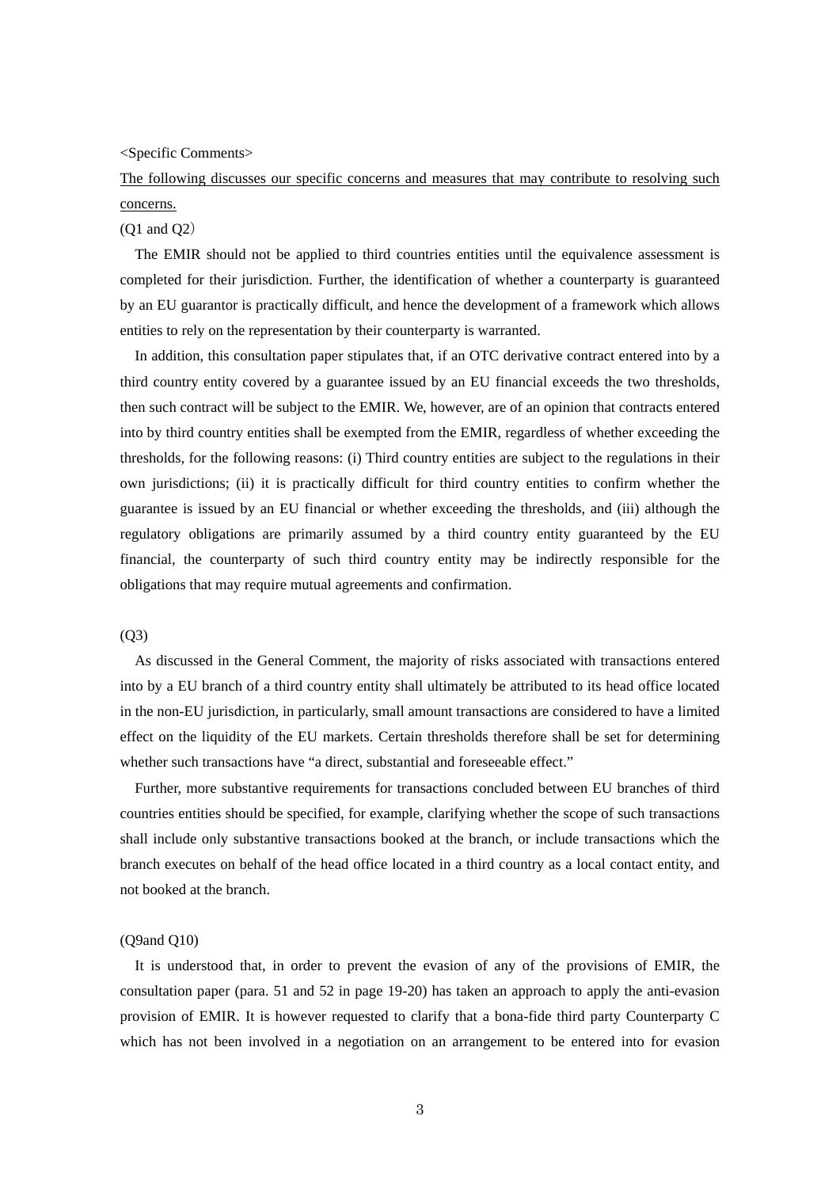<Specific Comments>

<u>The following discusses our specific concerns and measures that may contribute to resolving such concerns.</u>

(Q1 and Q2）

The EMIR should not be applied to third countries entities until the equivalence assessment is completed for their jurisdiction. Further, the identification of whether a counterparty is guaranteed by an EU guarantor is practically difficult, and hence the development of a framework which allows entities to rely on the representation by their counterparty is warranted.

In addition, this consultation paper stipulates that, if an OTC derivative contract entered into by a third country entity covered by a guarantee issued by an EU financial exceeds the two thresholds, then such contract will be subject to the EMIR. We, however, are of an opinion that contracts entered into by third country entities shall be exempted from the EMIR, regardless of whether exceeding the thresholds, for the following reasons: (i) Third country entities are subject to the regulations in their own jurisdictions; (ii) it is practically difficult for third country entities to confirm whether the guarantee is issued by an EU financial or whether exceeding the thresholds, and (iii) although the regulatory obligations are primarily assumed by a third country entity guaranteed by the EU financial, the counterparty of such third country entity may be indirectly responsible for the obligations that may require mutual agreements and confirmation.

(Q3)

As discussed in the General Comment, the majority of risks associated with transactions entered into by a EU branch of a third country entity shall ultimately be attributed to its head office located in the non-EU jurisdiction, in particularly, small amount transactions are considered to have a limited effect on the liquidity of the EU markets. Certain thresholds therefore shall be set for determining whether such transactions have "a direct, substantial and foreseeable effect."

Further, more substantive requirements for transactions concluded between EU branches of third countries entities should be specified, for example, clarifying whether the scope of such transactions shall include only substantive transactions booked at the branch, or include transactions which the branch executes on behalf of the head office located in a third country as a local contact entity, and not booked at the branch.

(Q9and Q10)

It is understood that, in order to prevent the evasion of any of the provisions of EMIR, the consultation paper (para. 51 and 52 in page 19-20) has taken an approach to apply the anti-evasion provision of EMIR. It is however requested to clarify that a bona-fide third party Counterparty C which has not been involved in a negotiation on an arrangement to be entered into for evasion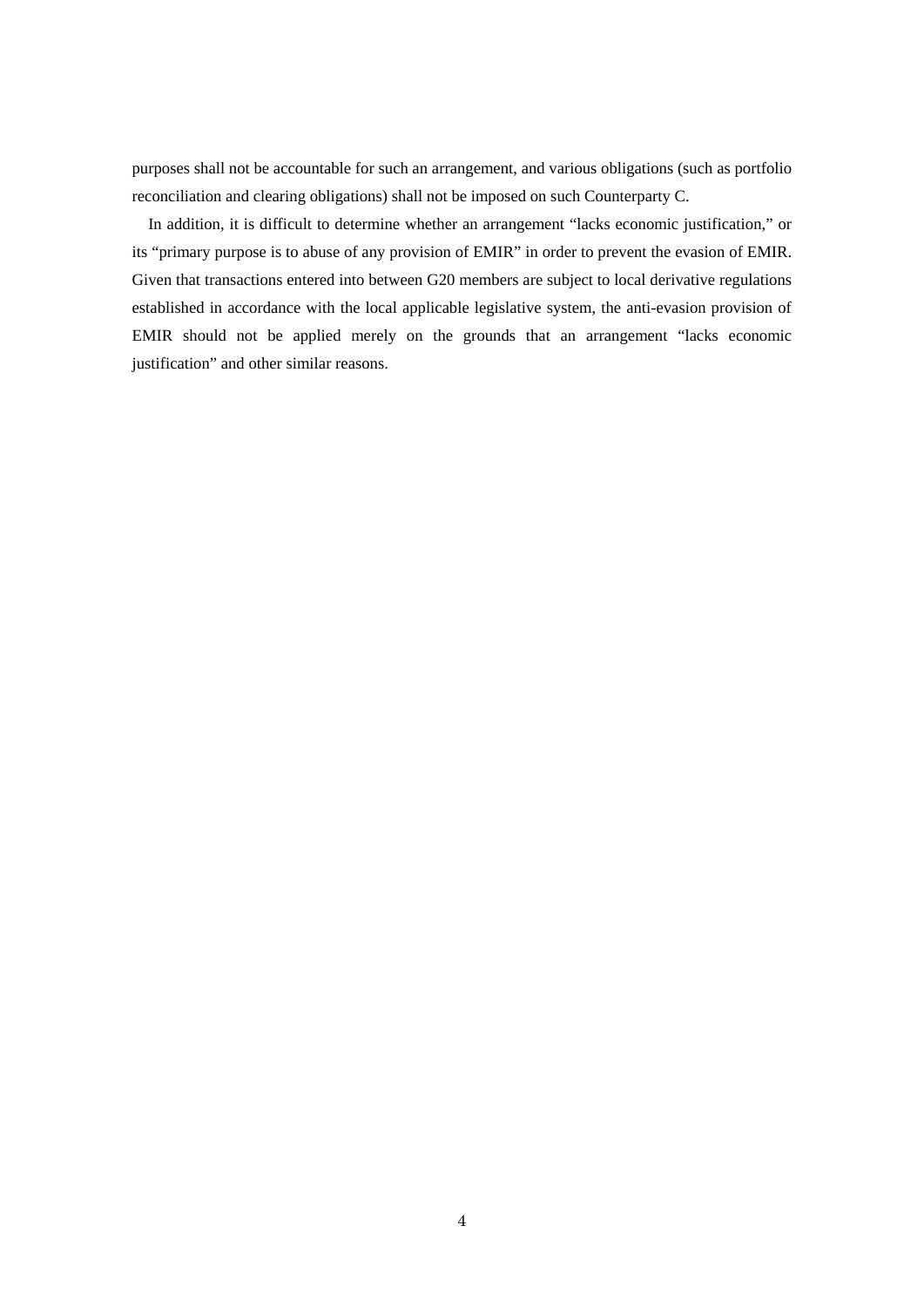purposes shall not be accountable for such an arrangement, and various obligations (such as portfolio reconciliation and clearing obligations) shall not be imposed on such Counterparty C.

In addition, it is difficult to determine whether an arrangement "lacks economic justification," or its "primary purpose is to abuse of any provision of EMIR" in order to prevent the evasion of EMIR. Given that transactions entered into between G20 members are subject to local derivative regulations established in accordance with the local applicable legislative system, the anti-evasion provision of EMIR should not be applied merely on the grounds that an arrangement "lacks economic justification" and other similar reasons.